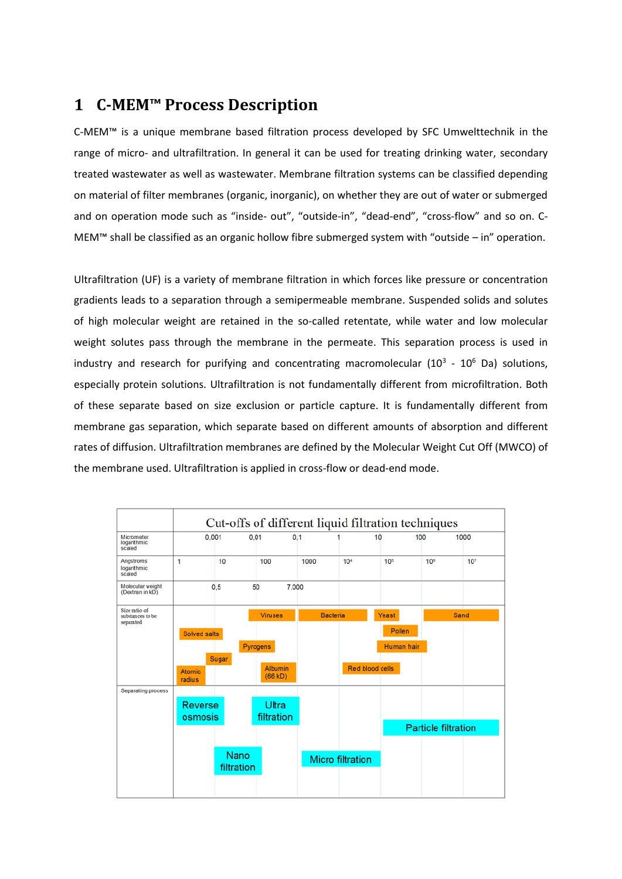# 1 C-MEM™ Process Description

C-MEM™ is a unique membrane based filtration process developed by SFC Umwelttechnik in the range of micro- and ultrafiltration. In general it can be used for treating drinking water, secondary treated wastewater as well as wastewater. Membrane filtration systems can be classified depending on material of filter membranes (organic, inorganic), on whether they are out of water or submerged and on operation mode such as "inside- out", "outside-in", "dead-end", "cross-flow" and so on. C-MEM™ shall be classified as an organic hollow fibre submerged system with "outside – in" operation.

Ultrafiltration (UF) is a variety of membrane filtration in which forces like pressure or concentration gradients leads to a separation through a semipermeable membrane. Suspended solids and solutes of high molecular weight are retained in the so-called retentate, while water and low molecular weight solutes pass through the membrane in the permeate. This separation process is used in industry and research for purifying and concentrating macromolecular ($10^3$ - $10^6$ Da) solutions, especially protein solutions. Ultrafiltration is not fundamentally different from microfiltration. Both of these separate based on size exclusion or particle capture. It is fundamentally different from membrane gas separation, which separate based on different amounts of absorption and different rates of diffusion. Ultrafiltration membranes are defined by the Molecular Weight Cut Off (MWCO) of the membrane used. Ultrafiltration is applied in cross-flow or dead-end mode.

| Cut-offs of different liquid filtration techniques | | | | | | | | |
|---|---|---|---|---|---|---|---|---|
| Micrometer logarithmic scaled | | 0,001 | 0,01 | 0,1 | 1 | 10 | 100 | 1000 |
| Angstroms logarithmic scaled | 1 | 10 | 100 | 1000 | $10^4$ | $10^5$ | $10^6$ | $10^7$ |
| Molecular weight (Dextran in kD) | | 0,5 | 50 | 7.000 | | | | |
| Size ratio of substances to be separated | Atomic radius; Solved salts | Sugar; Solved salts | Viruses; Pyrogens; Albumin (66 kD) | Bacteria | Bacteria; Red blood cells | Yeast; Pollen; Human hair | Sand | Sand |
| Separating process | Reverse osmosis | Nano filtration | Ultra filtration | Micro filtration | Micro filtration | Particle filtration | Particle filtration | Particle filtration |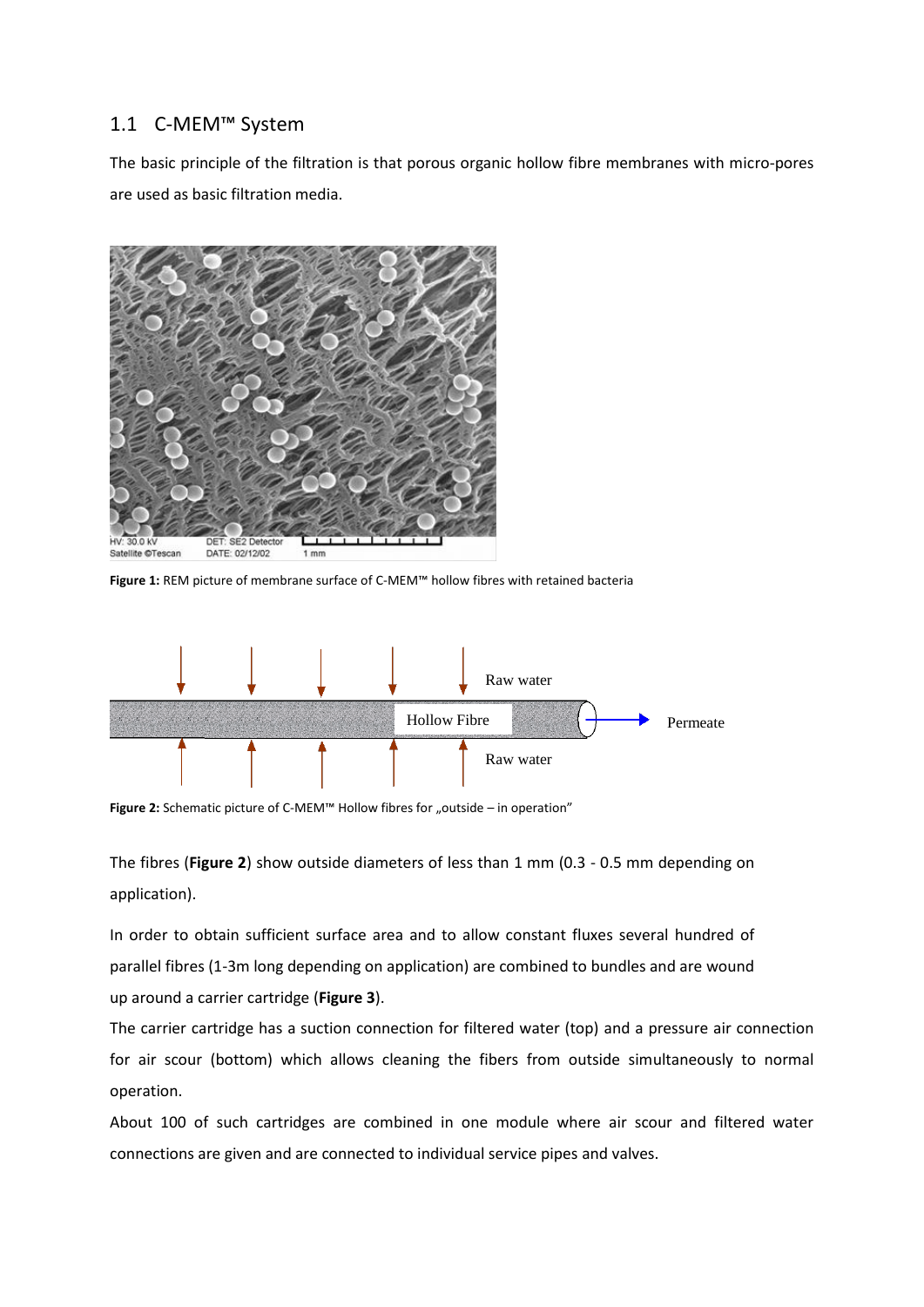## 1.1 C-MEM™ System

The basic principle of the filtration is that porous organic hollow fibre membranes with micro-pores are used as basic filtration media.

**Figure 1:** REM picture of membrane surface of C-MEM™ hollow fibres with retained bacteria

**Figure 2:** Schematic picture of C-MEM™ Hollow fibres for „outside – in operation"

The fibres (**Figure 2**) show outside diameters of less than 1 mm (0.3 - 0.5 mm depending on application).

In order to obtain sufficient surface area and to allow constant fluxes several hundred of parallel fibres (1-3m long depending on application) are combined to bundles and are wound up around a carrier cartridge (**Figure 3**).

The carrier cartridge has a suction connection for filtered water (top) and a pressure air connection for air scour (bottom) which allows cleaning the fibers from outside simultaneously to normal operation.

About 100 of such cartridges are combined in one module where air scour and filtered water connections are given and are connected to individual service pipes and valves.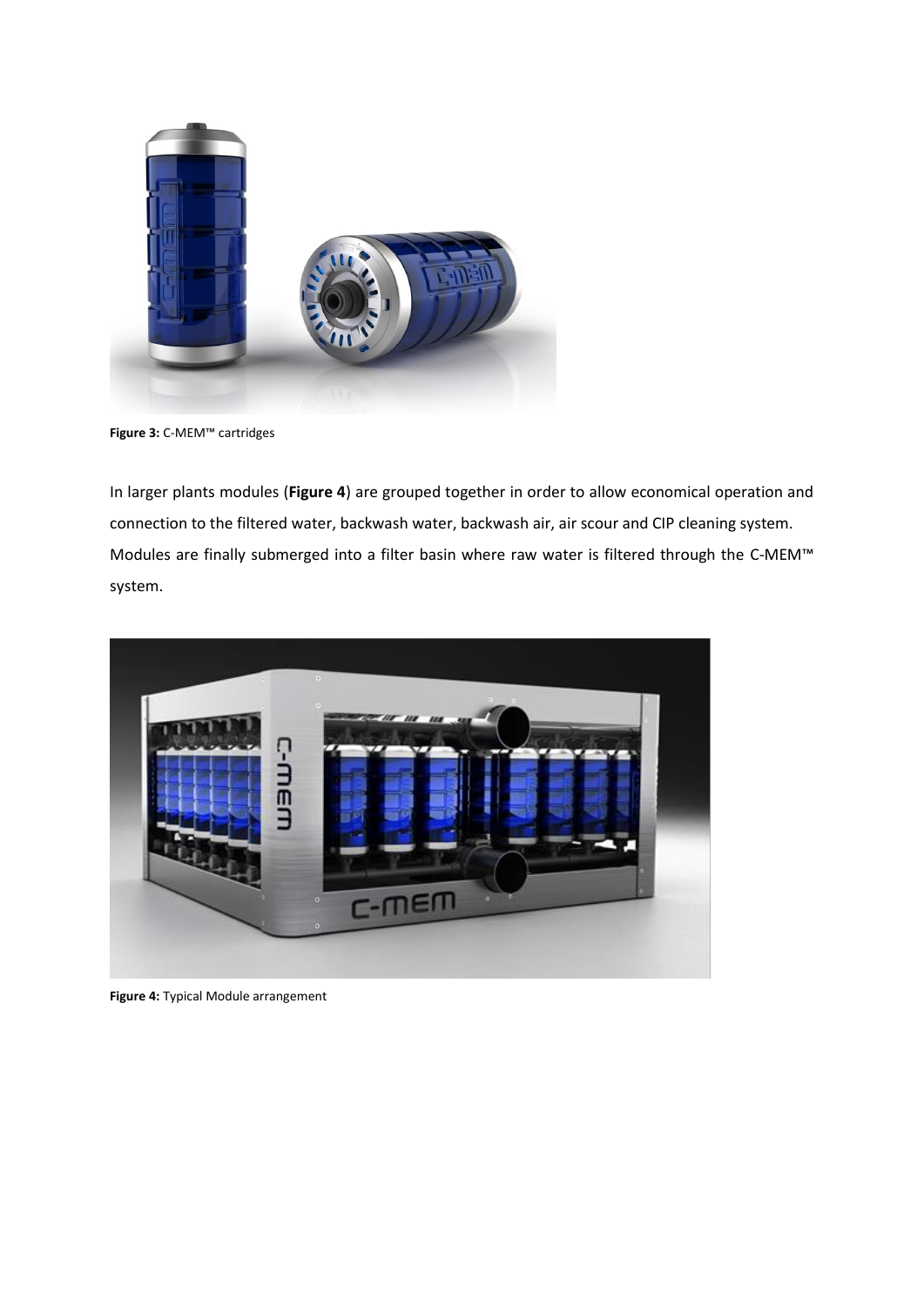**Figure 3:** C-MEM™ cartridges

In larger plants modules (**Figure 4**) are grouped together in order to allow economical operation and connection to the filtered water, backwash water, backwash air, air scour and CIP cleaning system. Modules are finally submerged into a filter basin where raw water is filtered through the C-MEM™ system.

**Figure 4:** Typical Module arrangement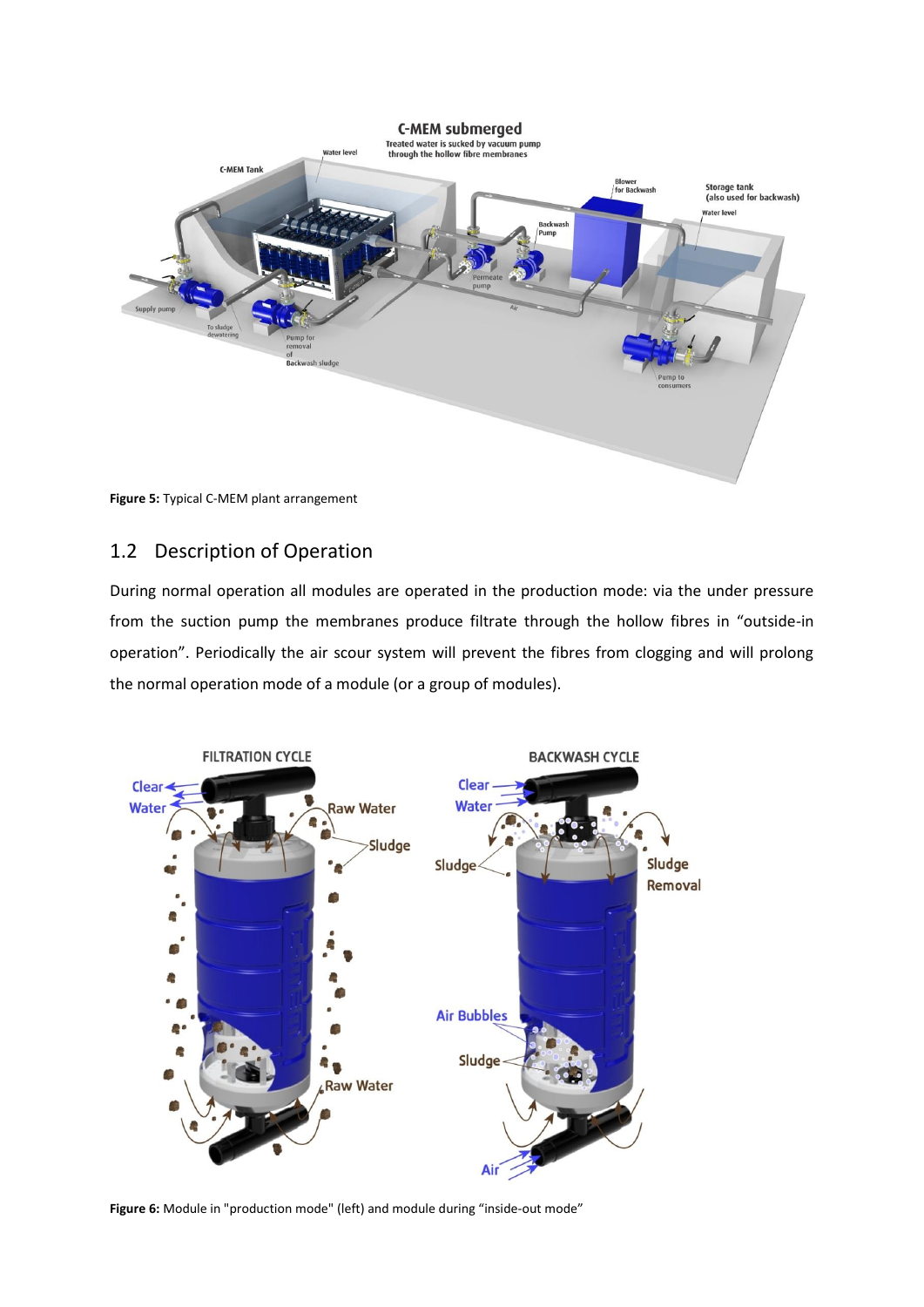**Figure 5:** Typical C-MEM plant arrangement

## 1.2 Description of Operation

During normal operation all modules are operated in the production mode: via the under pressure from the suction pump the membranes produce filtrate through the hollow fibres in "outside-in operation". Periodically the air scour system will prevent the fibres from clogging and will prolong the normal operation mode of a module (or a group of modules).

**Figure 6:** Module in "production mode" (left) and module during "inside-out mode"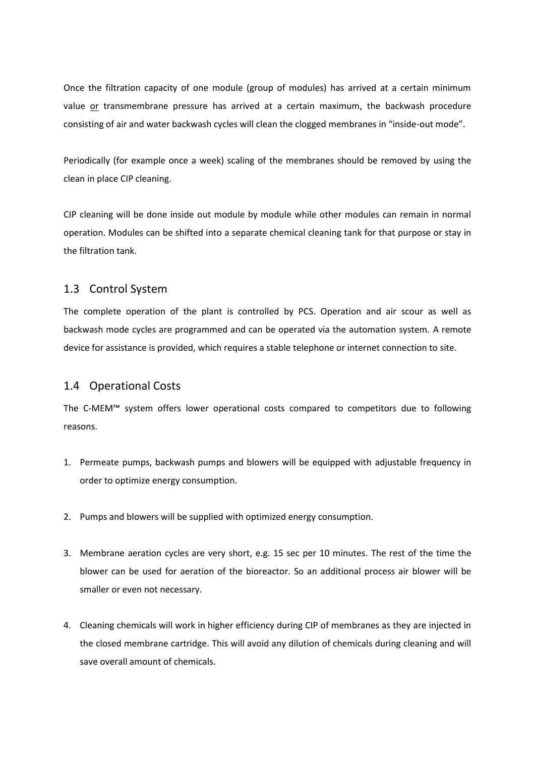Once the filtration capacity of one module (group of modules) has arrived at a certain minimum value <u>or</u> transmembrane pressure has arrived at a certain maximum, the backwash procedure consisting of air and water backwash cycles will clean the clogged membranes in "inside-out mode".

Periodically (for example once a week) scaling of the membranes should be removed by using the clean in place CIP cleaning.

CIP cleaning will be done inside out module by module while other modules can remain in normal operation. Modules can be shifted into a separate chemical cleaning tank for that purpose or stay in the filtration tank.

## 1.3 Control System

The complete operation of the plant is controlled by PCS. Operation and air scour as well as backwash mode cycles are programmed and can be operated via the automation system. A remote device for assistance is provided, which requires a stable telephone or internet connection to site.

## 1.4 Operational Costs

The C-MEM™ system offers lower operational costs compared to competitors due to following reasons.

1. Permeate pumps, backwash pumps and blowers will be equipped with adjustable frequency in order to optimize energy consumption.

2. Pumps and blowers will be supplied with optimized energy consumption.

3. Membrane aeration cycles are very short, e.g. 15 sec per 10 minutes. The rest of the time the blower can be used for aeration of the bioreactor. So an additional process air blower will be smaller or even not necessary.

4. Cleaning chemicals will work in higher efficiency during CIP of membranes as they are injected in the closed membrane cartridge. This will avoid any dilution of chemicals during cleaning and will save overall amount of chemicals.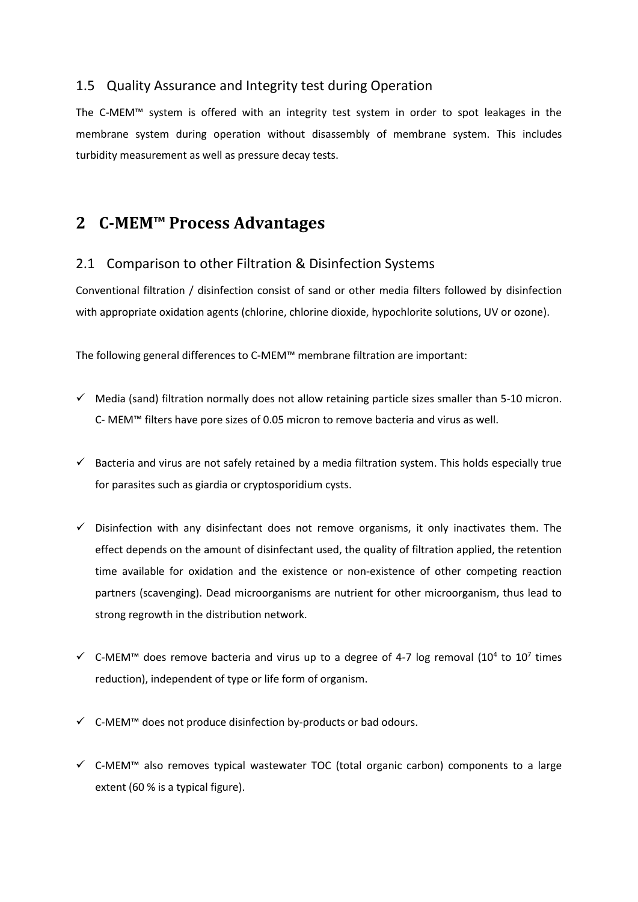### 1.5 Quality Assurance and Integrity test during Operation

The C-MEM™ system is offered with an integrity test system in order to spot leakages in the membrane system during operation without disassembly of membrane system. This includes turbidity measurement as well as pressure decay tests.

# 2 C-MEM™ Process Advantages

## 2.1 Comparison to other Filtration & Disinfection Systems

Conventional filtration / disinfection consist of sand or other media filters followed by disinfection with appropriate oxidation agents (chlorine, chlorine dioxide, hypochlorite solutions, UV or ozone).

The following general differences to C-MEM™ membrane filtration are important:

- ✓ Media (sand) filtration normally does not allow retaining particle sizes smaller than 5-10 micron. C- MEM™ filters have pore sizes of 0.05 micron to remove bacteria and virus as well.
- ✓ Bacteria and virus are not safely retained by a media filtration system. This holds especially true for parasites such as giardia or cryptosporidium cysts.
- ✓ Disinfection with any disinfectant does not remove organisms, it only inactivates them. The effect depends on the amount of disinfectant used, the quality of filtration applied, the retention time available for oxidation and the existence or non-existence of other competing reaction partners (scavenging). Dead microorganisms are nutrient for other microorganism, thus lead to strong regrowth in the distribution network.
- ✓ C-MEM™ does remove bacteria and virus up to a degree of 4-7 log removal ($10^4$ to $10^7$ times reduction), independent of type or life form of organism.
- ✓ C-MEM™ does not produce disinfection by-products or bad odours.
- ✓ C-MEM™ also removes typical wastewater TOC (total organic carbon) components to a large extent (60 % is a typical figure).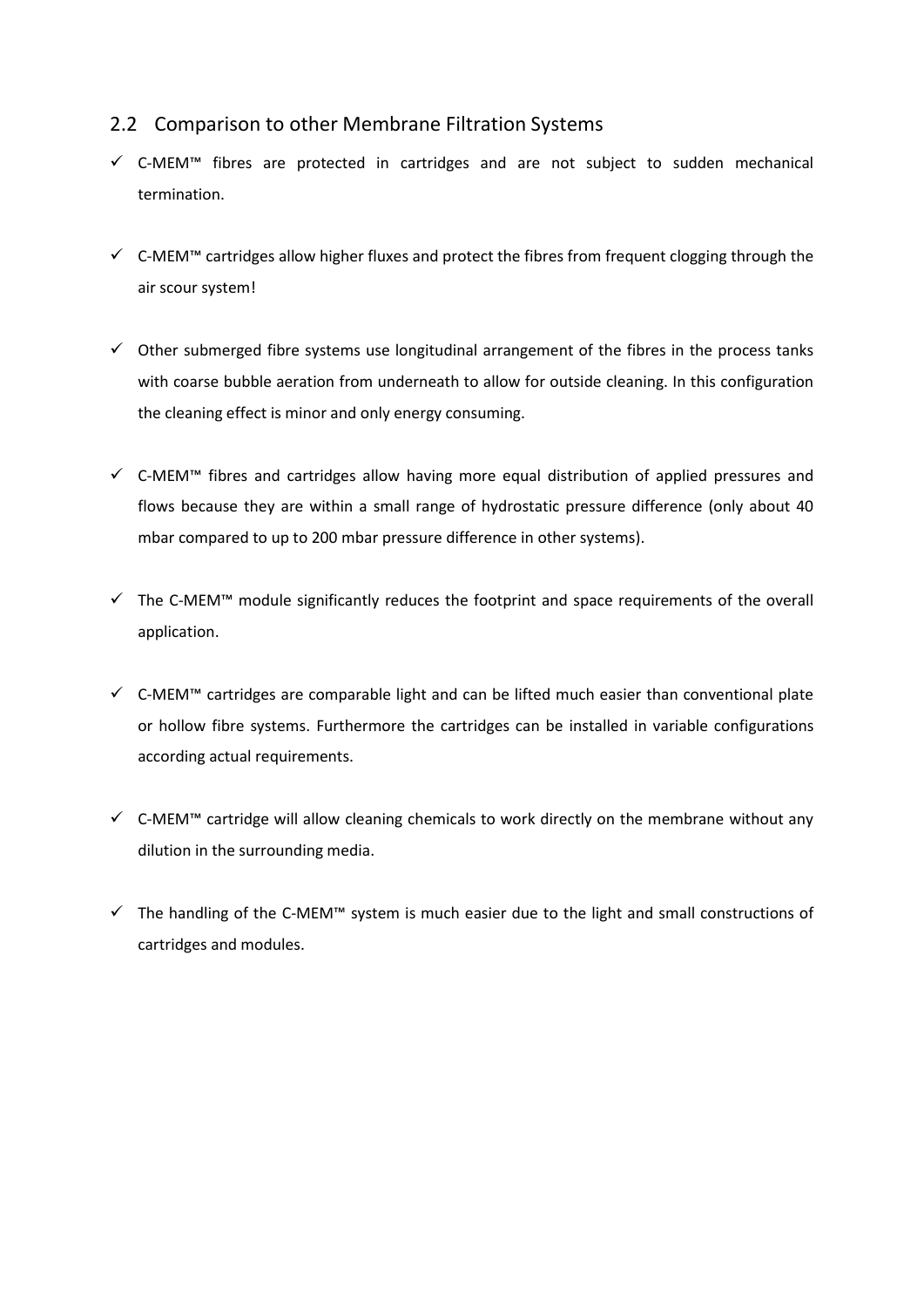## 2.2 Comparison to other Membrane Filtration Systems

- ✓ C-MEM™ fibres are protected in cartridges and are not subject to sudden mechanical termination.

- ✓ C-MEM™ cartridges allow higher fluxes and protect the fibres from frequent clogging through the air scour system!

- ✓ Other submerged fibre systems use longitudinal arrangement of the fibres in the process tanks with coarse bubble aeration from underneath to allow for outside cleaning. In this configuration the cleaning effect is minor and only energy consuming.

- ✓ C-MEM™ fibres and cartridges allow having more equal distribution of applied pressures and flows because they are within a small range of hydrostatic pressure difference (only about 40 mbar compared to up to 200 mbar pressure difference in other systems).

- ✓ The C-MEM™ module significantly reduces the footprint and space requirements of the overall application.

- ✓ C-MEM™ cartridges are comparable light and can be lifted much easier than conventional plate or hollow fibre systems. Furthermore the cartridges can be installed in variable configurations according actual requirements.

- ✓ C-MEM™ cartridge will allow cleaning chemicals to work directly on the membrane without any dilution in the surrounding media.

- ✓ The handling of the C-MEM™ system is much easier due to the light and small constructions of cartridges and modules.